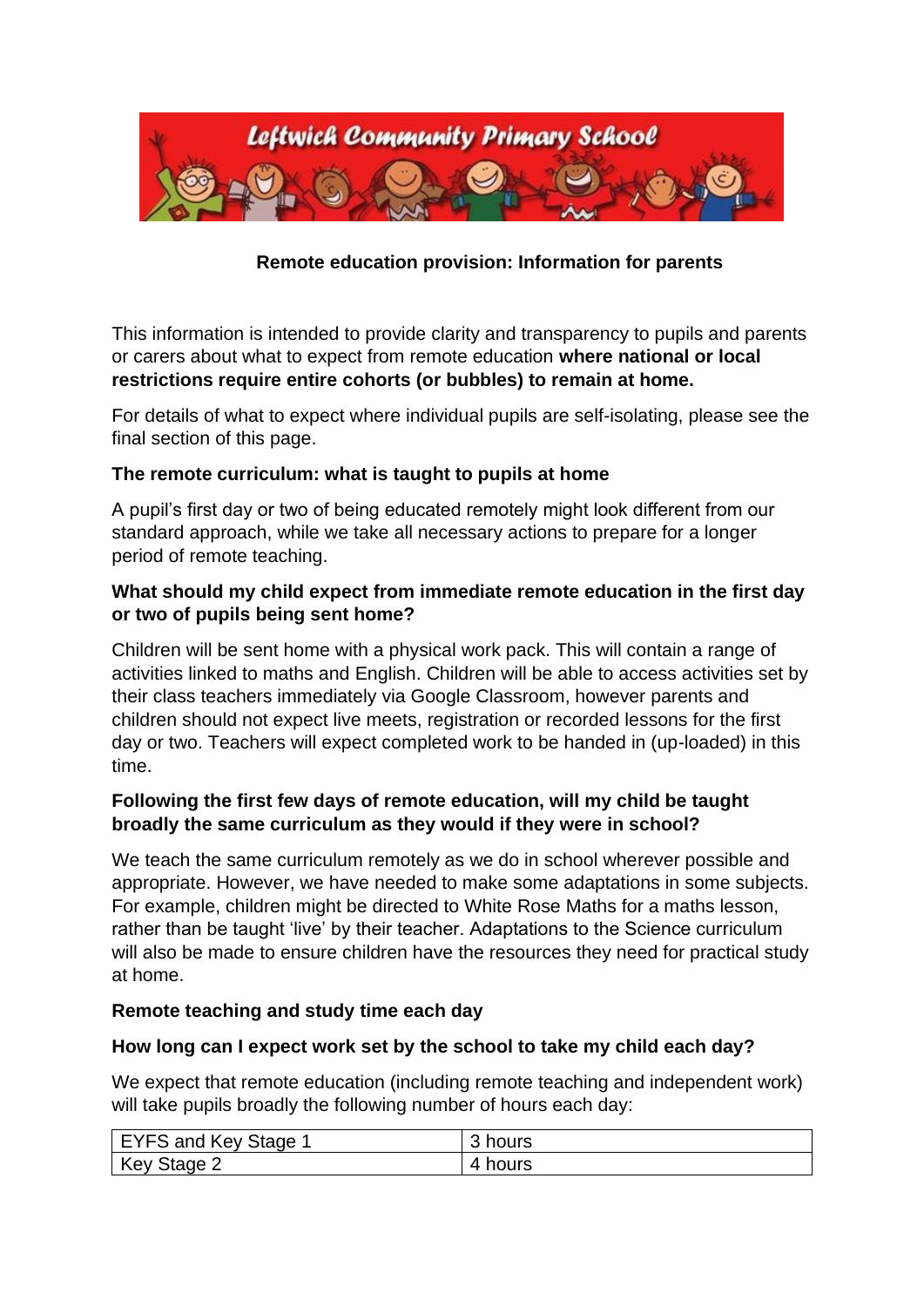# Leftwich Community Primary School

**Remote education provision: Information for parents**

This information is intended to provide clarity and transparency to pupils and parents or carers about what to expect from remote education **where national or local restrictions require entire cohorts (or bubbles) to remain at home.**

For details of what to expect where individual pupils are self-isolating, please see the final section of this page.

## The remote curriculum: what is taught to pupils at home

A pupil's first day or two of being educated remotely might look different from our standard approach, while we take all necessary actions to prepare for a longer period of remote teaching.

### What should my child expect from immediate remote education in the first day or two of pupils being sent home?

Children will be sent home with a physical work pack. This will contain a range of activities linked to maths and English. Children will be able to access activities set by their class teachers immediately via Google Classroom, however parents and children should not expect live meets, registration or recorded lessons for the first day or two. Teachers will expect completed work to be handed in (up-loaded) in this time.

### Following the first few days of remote education, will my child be taught broadly the same curriculum as they would if they were in school?

We teach the same curriculum remotely as we do in school wherever possible and appropriate. However, we have needed to make some adaptations in some subjects. For example, children might be directed to White Rose Maths for a maths lesson, rather than be taught 'live' by their teacher. Adaptations to the Science curriculum will also be made to ensure children have the resources they need for practical study at home.

## Remote teaching and study time each day

### How long can I expect work set by the school to take my child each day?

We expect that remote education (including remote teaching and independent work) will take pupils broadly the following number of hours each day:

| EYFS and Key Stage 1 | 3 hours |
|---|---|
| Key Stage 2 | 4 hours |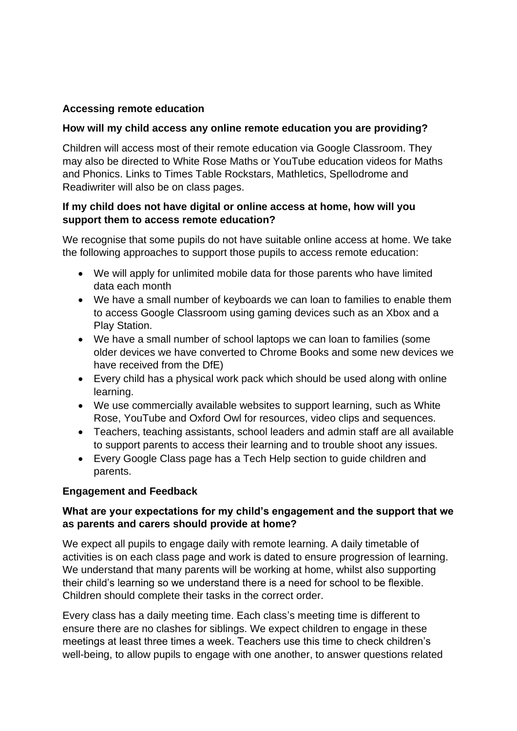**Accessing remote education**

**How will my child access any online remote education you are providing?**

Children will access most of their remote education via Google Classroom. They may also be directed to White Rose Maths or YouTube education videos for Maths and Phonics. Links to Times Table Rockstars, Mathletics, Spellodrome and Readiwriter will also be on class pages.

**If my child does not have digital or online access at home, how will you support them to access remote education?**

We recognise that some pupils do not have suitable online access at home. We take the following approaches to support those pupils to access remote education:

- We will apply for unlimited mobile data for those parents who have limited data each month
- We have a small number of keyboards we can loan to families to enable them to access Google Classroom using gaming devices such as an Xbox and a Play Station.
- We have a small number of school laptops we can loan to families (some older devices we have converted to Chrome Books and some new devices we have received from the DfE)
- Every child has a physical work pack which should be used along with online learning.
- We use commercially available websites to support learning, such as White Rose, YouTube and Oxford Owl for resources, video clips and sequences.
- Teachers, teaching assistants, school leaders and admin staff are all available to support parents to access their learning and to trouble shoot any issues.
- Every Google Class page has a Tech Help section to guide children and parents.

**Engagement and Feedback**

**What are your expectations for my child's engagement and the support that we as parents and carers should provide at home?**

We expect all pupils to engage daily with remote learning. A daily timetable of activities is on each class page and work is dated to ensure progression of learning. We understand that many parents will be working at home, whilst also supporting their child's learning so we understand there is a need for school to be flexible. Children should complete their tasks in the correct order.

Every class has a daily meeting time. Each class's meeting time is different to ensure there are no clashes for siblings. We expect children to engage in these meetings at least three times a week. Teachers use this time to check children's well-being, to allow pupils to engage with one another, to answer questions related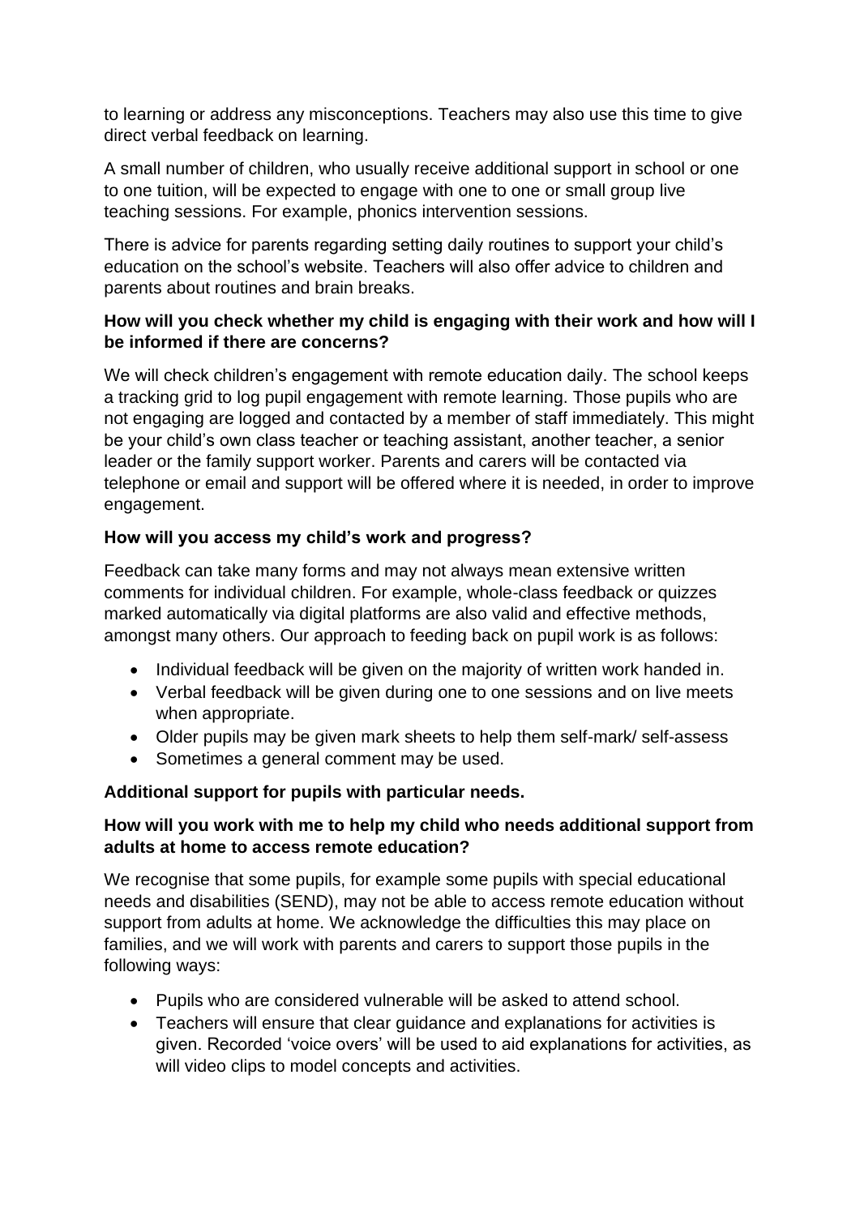to learning or address any misconceptions. Teachers may also use this time to give direct verbal feedback on learning.

A small number of children, who usually receive additional support in school or one to one tuition, will be expected to engage with one to one or small group live teaching sessions. For example, phonics intervention sessions.

There is advice for parents regarding setting daily routines to support your child's education on the school's website. Teachers will also offer advice to children and parents about routines and brain breaks.

**How will you check whether my child is engaging with their work and how will I be informed if there are concerns?**

We will check children's engagement with remote education daily. The school keeps a tracking grid to log pupil engagement with remote learning. Those pupils who are not engaging are logged and contacted by a member of staff immediately. This might be your child's own class teacher or teaching assistant, another teacher, a senior leader or the family support worker. Parents and carers will be contacted via telephone or email and support will be offered where it is needed, in order to improve engagement.

**How will you access my child's work and progress?**

Feedback can take many forms and may not always mean extensive written comments for individual children. For example, whole-class feedback or quizzes marked automatically via digital platforms are also valid and effective methods, amongst many others. Our approach to feeding back on pupil work is as follows:

- Individual feedback will be given on the majority of written work handed in.
- Verbal feedback will be given during one to one sessions and on live meets when appropriate.
- Older pupils may be given mark sheets to help them self-mark/ self-assess
- Sometimes a general comment may be used.

**Additional support for pupils with particular needs.**

**How will you work with me to help my child who needs additional support from adults at home to access remote education?**

We recognise that some pupils, for example some pupils with special educational needs and disabilities (SEND), may not be able to access remote education without support from adults at home. We acknowledge the difficulties this may place on families, and we will work with parents and carers to support those pupils in the following ways:

- Pupils who are considered vulnerable will be asked to attend school.
- Teachers will ensure that clear guidance and explanations for activities is given. Recorded 'voice overs' will be used to aid explanations for activities, as will video clips to model concepts and activities.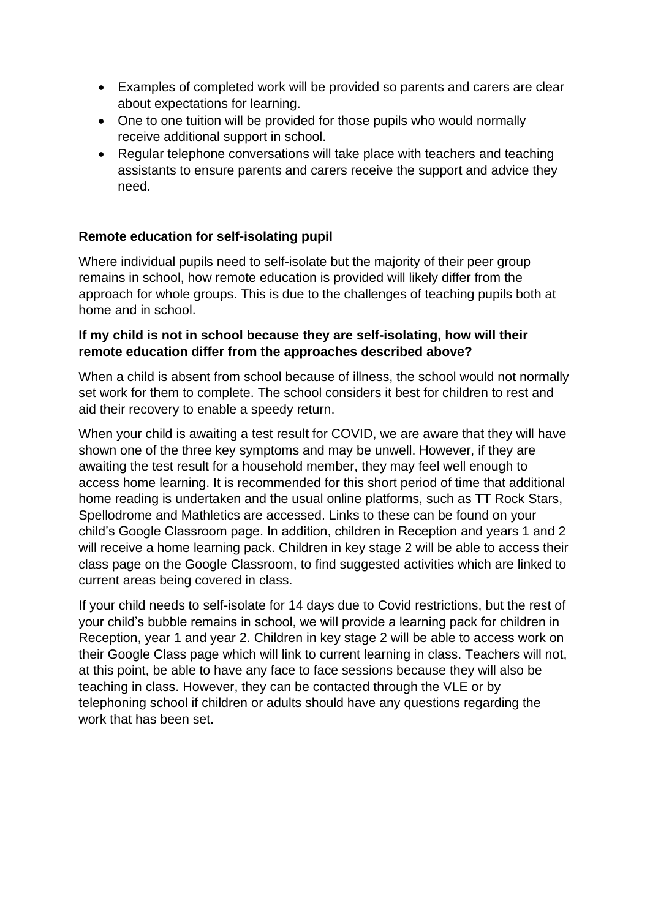- Examples of completed work will be provided so parents and carers are clear about expectations for learning.
- One to one tuition will be provided for those pupils who would normally receive additional support in school.
- Regular telephone conversations will take place with teachers and teaching assistants to ensure parents and carers receive the support and advice they need.

## Remote education for self-isolating pupil

Where individual pupils need to self-isolate but the majority of their peer group remains in school, how remote education is provided will likely differ from the approach for whole groups. This is due to the challenges of teaching pupils both at home and in school.

### If my child is not in school because they are self-isolating, how will their remote education differ from the approaches described above?

When a child is absent from school because of illness, the school would not normally set work for them to complete. The school considers it best for children to rest and aid their recovery to enable a speedy return.

When your child is awaiting a test result for COVID, we are aware that they will have shown one of the three key symptoms and may be unwell. However, if they are awaiting the test result for a household member, they may feel well enough to access home learning. It is recommended for this short period of time that additional home reading is undertaken and the usual online platforms, such as TT Rock Stars, Spellodrome and Mathletics are accessed. Links to these can be found on your child's Google Classroom page. In addition, children in Reception and years 1 and 2 will receive a home learning pack. Children in key stage 2 will be able to access their class page on the Google Classroom, to find suggested activities which are linked to current areas being covered in class.

If your child needs to self-isolate for 14 days due to Covid restrictions, but the rest of your child's bubble remains in school, we will provide a learning pack for children in Reception, year 1 and year 2. Children in key stage 2 will be able to access work on their Google Class page which will link to current learning in class. Teachers will not, at this point, be able to have any face to face sessions because they will also be teaching in class. However, they can be contacted through the VLE or by telephoning school if children or adults should have any questions regarding the work that has been set.